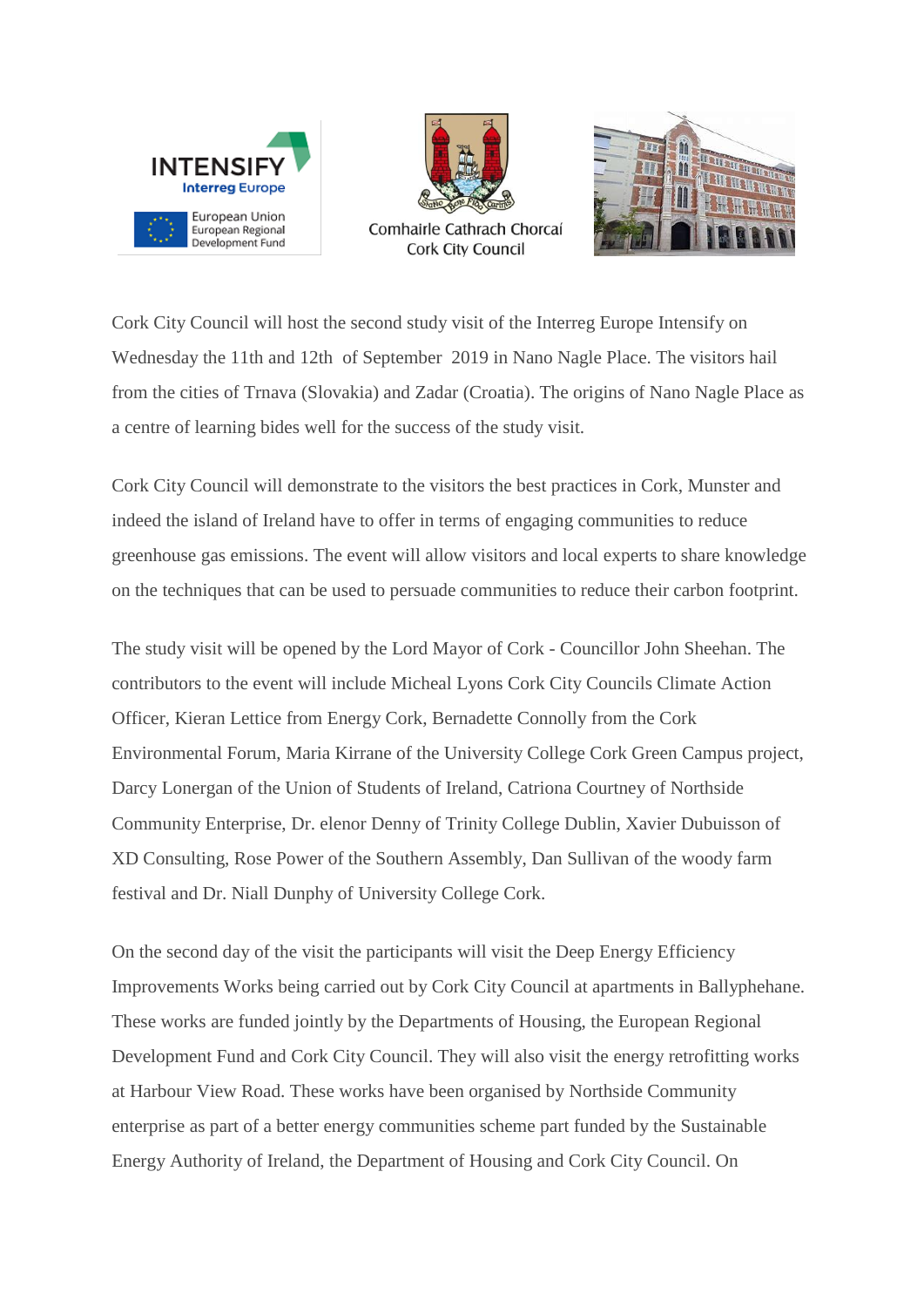INTENSIFY
Interreg Europe

European Union
European Regional
Development Fund

Comhairle Cathrach Chorcaí
Cork City Council

Cork City Council will host the second study visit of the Interreg Europe Intensify on Wednesday the 11th and 12th of September 2019 in Nano Nagle Place. The visitors hail from the cities of Trnava (Slovakia) and Zadar (Croatia). The origins of Nano Nagle Place as a centre of learning bides well for the success of the study visit.

Cork City Council will demonstrate to the visitors the best practices in Cork, Munster and indeed the island of Ireland have to offer in terms of engaging communities to reduce greenhouse gas emissions. The event will allow visitors and local experts to share knowledge on the techniques that can be used to persuade communities to reduce their carbon footprint.

The study visit will be opened by the Lord Mayor of Cork - Councillor John Sheehan. The contributors to the event will include Micheal Lyons Cork City Councils Climate Action Officer, Kieran Lettice from Energy Cork, Bernadette Connolly from the Cork Environmental Forum, Maria Kirrane of the University College Cork Green Campus project, Darcy Lonergan of the Union of Students of Ireland, Catriona Courtney of Northside Community Enterprise, Dr. elenor Denny of Trinity College Dublin, Xavier Dubuisson of XD Consulting, Rose Power of the Southern Assembly, Dan Sullivan of the woody farm festival and Dr. Niall Dunphy of University College Cork.

On the second day of the visit the participants will visit the Deep Energy Efficiency Improvements Works being carried out by Cork City Council at apartments in Ballyphehane. These works are funded jointly by the Departments of Housing, the European Regional Development Fund and Cork City Council. They will also visit the energy retrofitting works at Harbour View Road. These works have been organised by Northside Community enterprise as part of a better energy communities scheme part funded by the Sustainable Energy Authority of Ireland, the Department of Housing and Cork City Council. On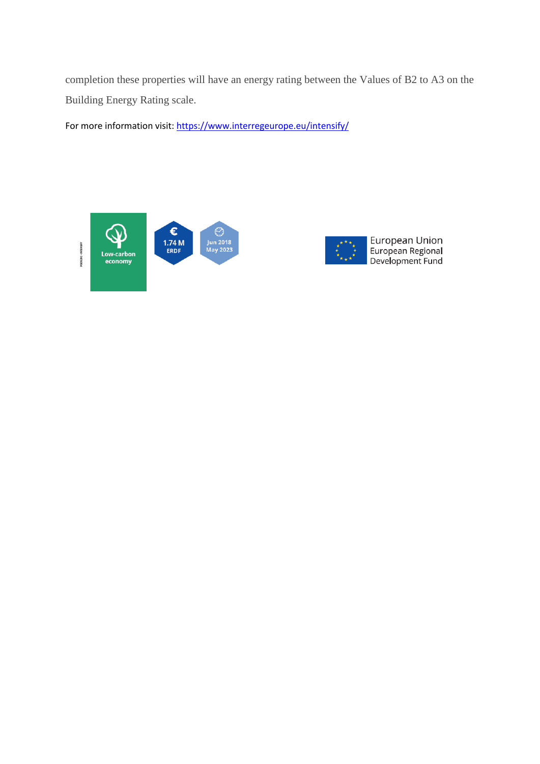completion these properties will have an energy rating between the Values of B2 to A3 on the Building Energy Rating scale.

For more information visit: [https://www.interregeurope.eu/intensify/](https://www.interregeurope.eu/intensify/)

Low-carbon economy

1.74 M ERDF

Jun 2018 May 2023

European Union
European Regional
Development Fund